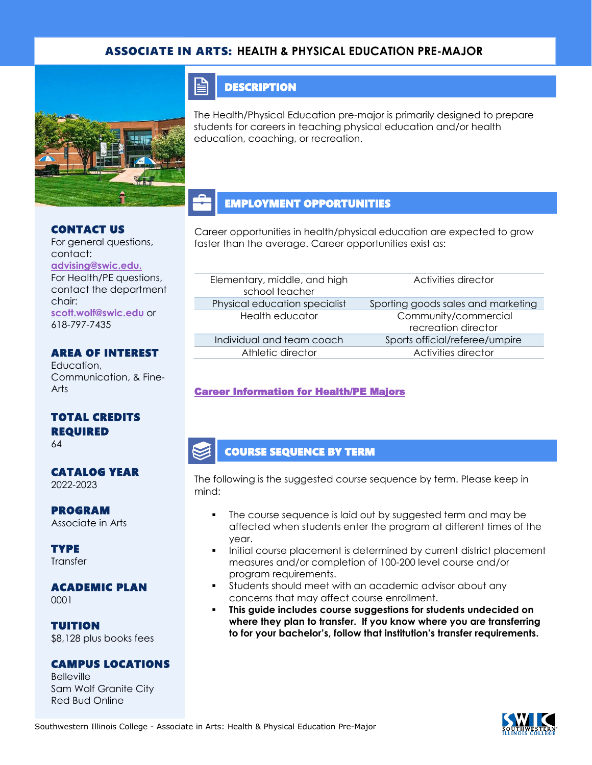# ASSOCIATE IN ARTS: HEALTH & PHYSICAL EDUCATION PRE-MAJOR

## CONTACT US

For general questions, contact: [advising@swic.edu.](mailto:advising@swic.edu)
For Health/PE questions, contact the department chair: [scott.wolf@swic.edu](mailto:scott.wolf@swic.edu) or 618-797-7435

## AREA OF INTEREST

Education, Communication, & Fine-Arts

## TOTAL CREDITS REQUIRED

64

## CATALOG YEAR

2022-2023

## PROGRAM

Associate in Arts

## TYPE

Transfer

## ACADEMIC PLAN

0001

## TUITION

$8,128 plus books fees

## CAMPUS LOCATIONS

Belleville
Sam Wolf Granite City
Red Bud Online

## DESCRIPTION

The Health/Physical Education pre-major is primarily designed to prepare students for careers in teaching physical education and/or health education, coaching, or recreation.

## EMPLOYMENT OPPORTUNITIES

Career opportunities in health/physical education are expected to grow faster than the average. Career opportunities exist as:

| | |
|---|---|
| Elementary, middle, and high school teacher | Activities director |
| Physical education specialist | Sporting goods sales and marketing |
| Health educator | Community/commercial recreation director |
| Individual and team coach | Sports official/referee/umpire |
| Athletic director | Activities director |

**Career Information for Health/PE Majors**

## COURSE SEQUENCE BY TERM

The following is the suggested course sequence by term. Please keep in mind:

- The course sequence is laid out by suggested term and may be affected when students enter the program at different times of the year.
- Initial course placement is determined by current district placement measures and/or completion of 100-200 level course and/or program requirements.
- Students should meet with an academic advisor about any concerns that may affect course enrollment.
- **This guide includes course suggestions for students undecided on where they plan to transfer. If you know where you are transferring to for your bachelor's, follow that institution's transfer requirements.**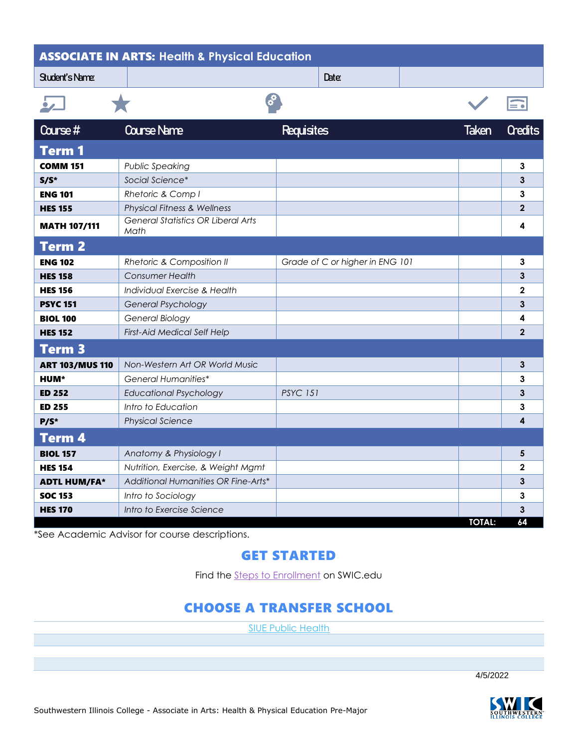# ASSOCIATE IN ARTS: Health & Physical Education

| Student's Name: | | Date: | |
|---|---|---|---|

| Course # | Course Name | Requisites | Taken | Credits |
|---|---|---|---|---|
| **Term 1** | | | | |
| **COMM 151** | *Public Speaking* | | | **3** |
| **S/S*** | *Social Science** | | | **3** |
| **ENG 101** | *Rhetoric & Comp I* | | | **3** |
| **HES 155** | *Physical Fitness & Wellness* | | | **2** |
| **MATH 107/111** | *General Statistics OR Liberal Arts Math* | | | **4** |
| **Term 2** | | | | |
| **ENG 102** | *Rhetoric & Composition II* | *Grade of C or higher in ENG 101* | | **3** |
| **HES 158** | *Consumer Health* | | | **3** |
| **HES 156** | *Individual Exercise & Health* | | | **2** |
| **PSYC 151** | *General Psychology* | | | **3** |
| **BIOL 100** | *General Biology* | | | **4** |
| **HES 152** | *First-Aid Medical Self Help* | | | **2** |
| **Term 3** | | | | |
| **ART 103/MUS 110** | *Non-Western Art OR World Music* | | | **3** |
| **HUM*** | *General Humanities** | | | **3** |
| **ED 252** | *Educational Psychology* | *PSYC 151* | | **3** |
| **ED 255** | *Intro to Education* | | | **3** |
| **P/S*** | *Physical Science* | | | **4** |
| **Term 4** | | | | |
| **BIOL 157** | *Anatomy & Physiology I* | | | **5** |
| **HES 154** | *Nutrition, Exercise, & Weight Mgmt* | | | **2** |
| **ADTL HUM/FA*** | *Additional Humanities OR Fine-Arts** | | | **3** |
| **SOC 153** | *Intro to Sociology* | | | **3** |
| **HES 170** | *Intro to Exercise Science* | | | **3** |
| | | | **TOTAL:** | **64** |

*See Academic Advisor for course descriptions.

## GET STARTED

Find the Steps to Enrollment on SWIC.edu

## CHOOSE A TRANSFER SCHOOL

SIUE Public Health

4/5/2022

Southwestern Illinois College - Associate in Arts: Health & Physical Education Pre-Major